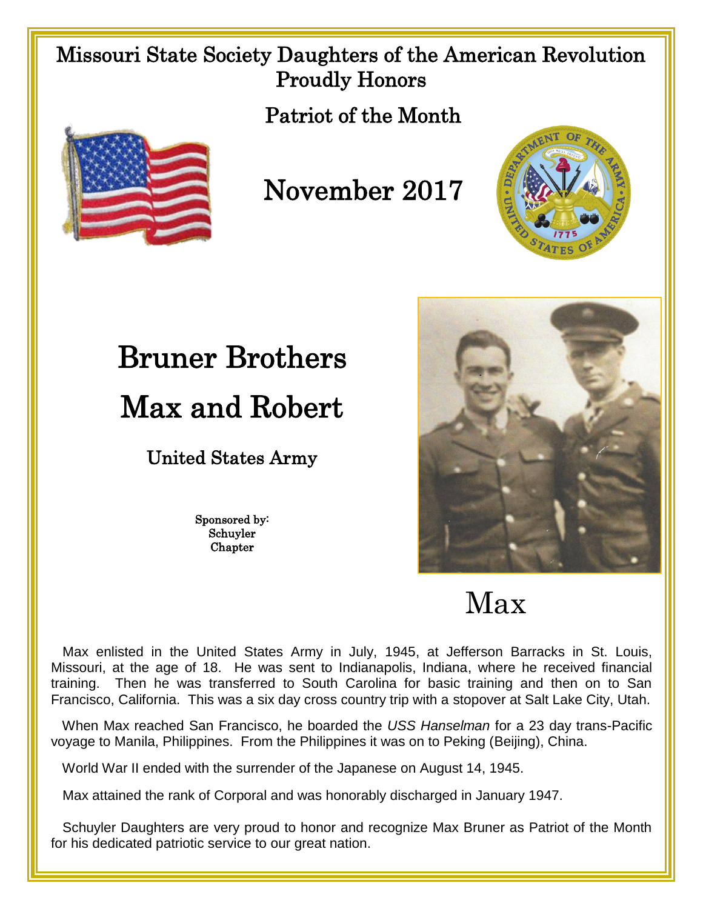Missouri State Society Daughters of the American Revolution
Proudly Honors

Patriot of the Month

# November 2017

# Bruner Brothers

# Max and Robert

## United States Army

Sponsored by:
Schuyler
Chapter

## Max

Max enlisted in the United States Army in July, 1945, at Jefferson Barracks in St. Louis, Missouri, at the age of 18. He was sent to Indianapolis, Indiana, where he received financial training. Then he was transferred to South Carolina for basic training and then on to San Francisco, California. This was a six day cross country trip with a stopover at Salt Lake City, Utah.

When Max reached San Francisco, he boarded the *USS Hanselman* for a 23 day trans-Pacific voyage to Manila, Philippines. From the Philippines it was on to Peking (Beijing), China.

World War II ended with the surrender of the Japanese on August 14, 1945.

Max attained the rank of Corporal and was honorably discharged in January 1947.

Schuyler Daughters are very proud to honor and recognize Max Bruner as Patriot of the Month for his dedicated patriotic service to our great nation.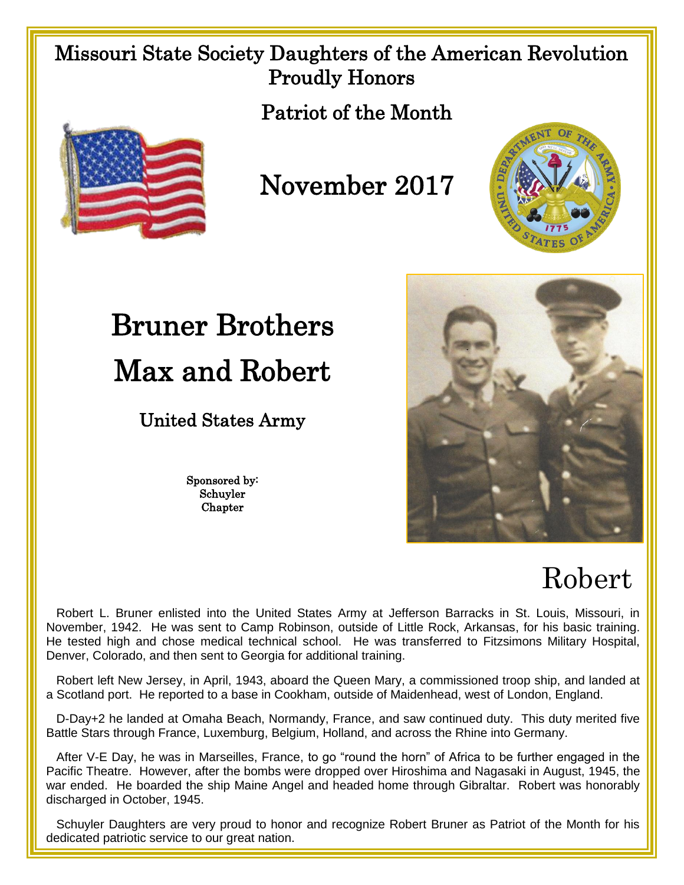Missouri State Society Daughters of the American Revolution
Proudly Honors

Patriot of the Month

# November 2017

# Bruner Brothers
# Max and Robert

## United States Army

Sponsored by:
Schuyler
Chapter

## Robert

Robert L. Bruner enlisted into the United States Army at Jefferson Barracks in St. Louis, Missouri, in November, 1942. He was sent to Camp Robinson, outside of Little Rock, Arkansas, for his basic training. He tested high and chose medical technical school. He was transferred to Fitzsimons Military Hospital, Denver, Colorado, and then sent to Georgia for additional training.

Robert left New Jersey, in April, 1943, aboard the Queen Mary, a commissioned troop ship, and landed at a Scotland port. He reported to a base in Cookham, outside of Maidenhead, west of London, England.

D-Day+2 he landed at Omaha Beach, Normandy, France, and saw continued duty. This duty merited five Battle Stars through France, Luxemburg, Belgium, Holland, and across the Rhine into Germany.

After V-E Day, he was in Marseilles, France, to go "round the horn" of Africa to be further engaged in the Pacific Theatre. However, after the bombs were dropped over Hiroshima and Nagasaki in August, 1945, the war ended. He boarded the ship Maine Angel and headed home through Gibraltar. Robert was honorably discharged in October, 1945.

Schuyler Daughters are very proud to honor and recognize Robert Bruner as Patriot of the Month for his dedicated patriotic service to our great nation.